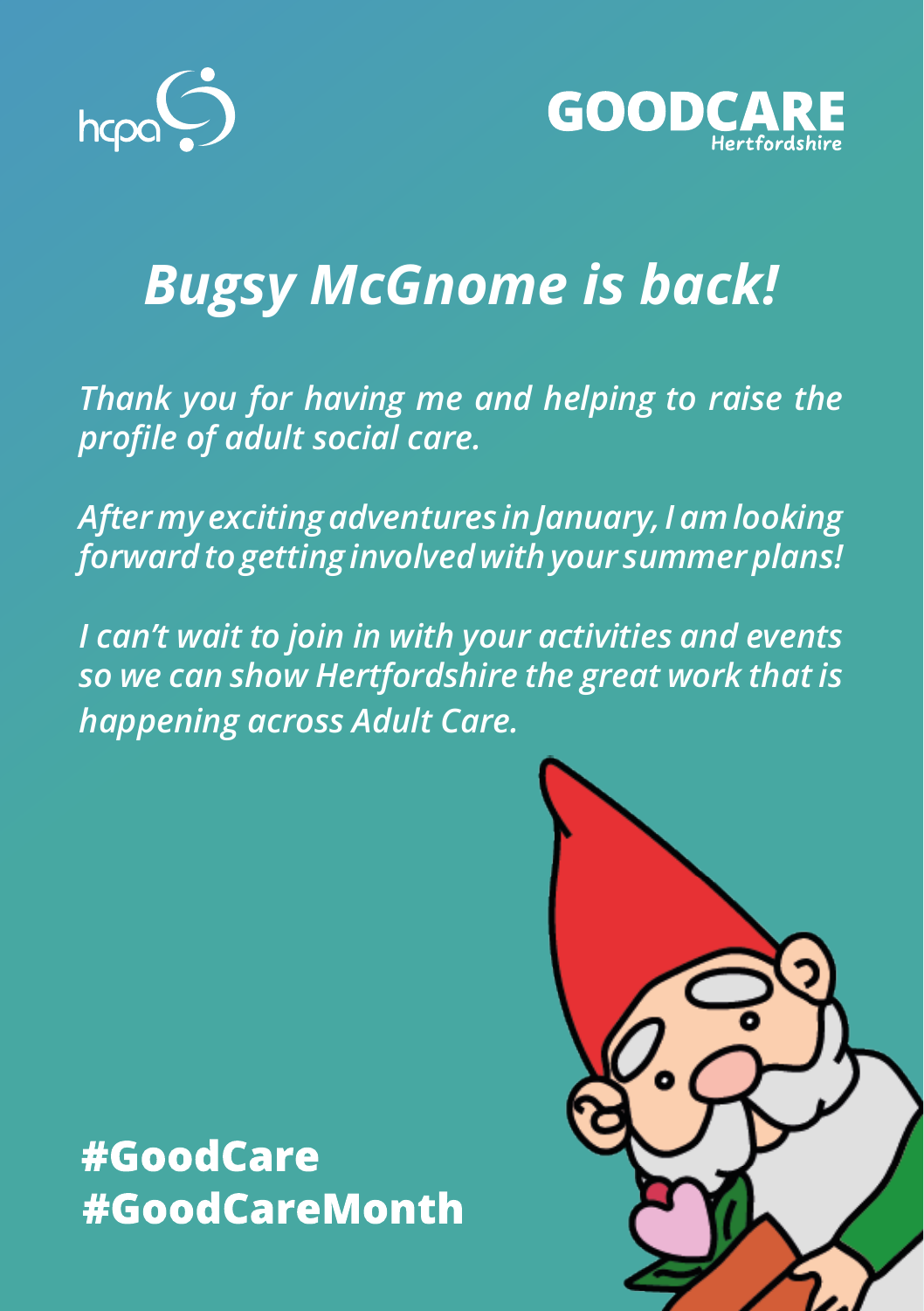hcpa

GOODCARE
Hertfordshire

# *Bugsy McGnome is back!*

*Thank you for having me and helping to raise the profile of adult social care.*

*After my exciting adventures in January, I am looking forward to getting involved with your summer plans!*

*I can't wait to join in with your activities and events so we can show Hertfordshire the great work that is happening across Adult Care.*

**#GoodCare**
**#GoodCareMonth**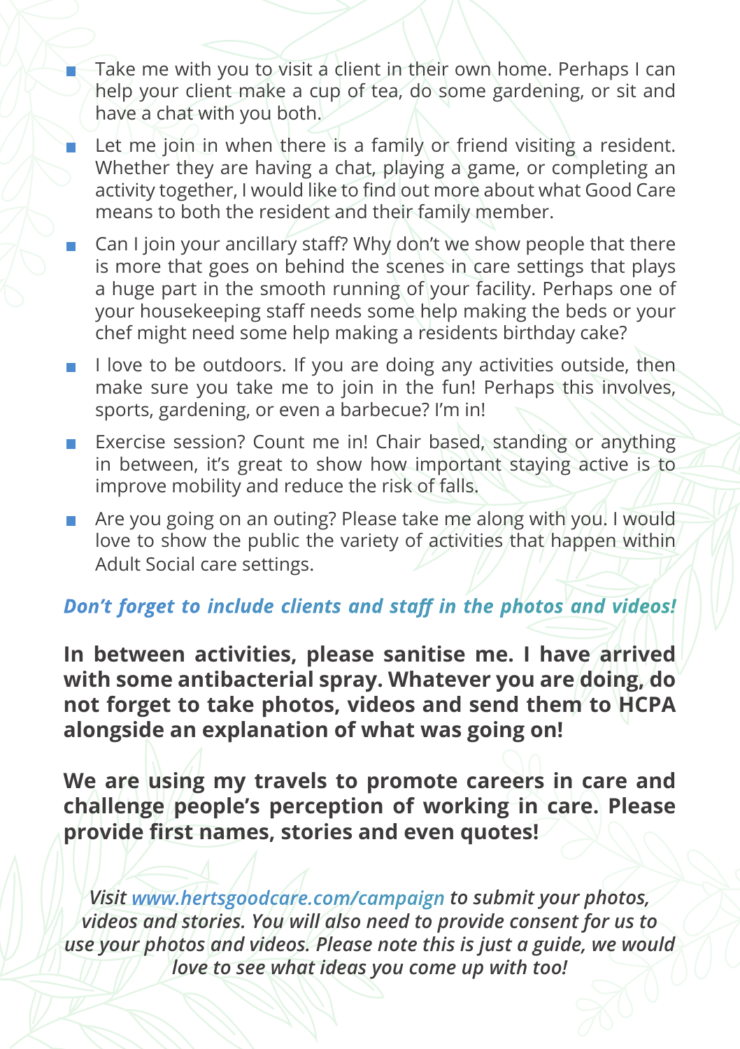- Take me with you to visit a client in their own home. Perhaps I can help your client make a cup of tea, do some gardening, or sit and have a chat with you both.
- Let me join in when there is a family or friend visiting a resident. Whether they are having a chat, playing a game, or completing an activity together, I would like to find out more about what Good Care means to both the resident and their family member.
- Can I join your ancillary staff? Why don't we show people that there is more that goes on behind the scenes in care settings that plays a huge part in the smooth running of your facility. Perhaps one of your housekeeping staff needs some help making the beds or your chef might need some help making a residents birthday cake?
- I love to be outdoors. If you are doing any activities outside, then make sure you take me to join in the fun! Perhaps this involves, sports, gardening, or even a barbecue? I'm in!
- Exercise session? Count me in! Chair based, standing or anything in between, it's great to show how important staying active is to improve mobility and reduce the risk of falls.
- Are you going on an outing? Please take me along with you. I would love to show the public the variety of activities that happen within Adult Social care settings.

***Don't forget to include clients and staff in the photos and videos!***

**In between activities, please sanitise me. I have arrived with some antibacterial spray. Whatever you are doing, do not forget to take photos, videos and send them to HCPA alongside an explanation of what was going on!**

**We are using my travels to promote careers in care and challenge people's perception of working in care. Please provide first names, stories and even quotes!**

*Visit www.hertsgoodcare.com/campaign to submit your photos, videos and stories. You will also need to provide consent for us to use your photos and videos. Please note this is just a guide, we would love to see what ideas you come up with too!*